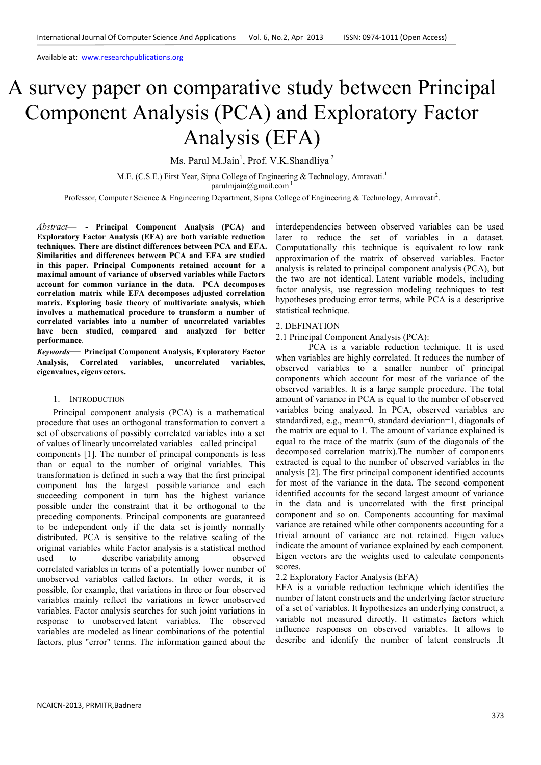Available at: www.researchpublications.org

# A survey paper on comparative study between Principal Component Analysis (PCA) and Exploratory Factor Analysis (EFA)

Ms. Parul M.Jain[1], Prof. V.K.Shandliya[2]

M.E. (C.S.E.) First Year, Sipna College of Engineering & Technology, Amravati.[1]
parulmjain@gmail.com [1]

Professor, Computer Science & Engineering Department, Sipna College of Engineering & Technology, Amravati[2].

*Abstract*— **- Principal Component Analysis (PCA) and Exploratory Factor Analysis (EFA) are both variable reduction techniques. There are distinct differences between PCA and EFA. Similarities and differences between PCA and EFA are studied in this paper. Principal Components retained account for a maximal amount of variance of observed variables while Factors account for common variance in the data. PCA decomposes correlation matrix while EFA decomposes adjusted correlation matrix. Exploring basic theory of multivariate analysis, which involves a mathematical procedure to transform a number of correlated variables into a number of uncorrelated variables have been studied, compared and analyzed for better performance**.

***Keywords***— **Principal Component Analysis, Exploratory Factor Analysis, Correlated variables, uncorrelated variables, eigenvalues, eigenvectors.**

## 1. INTRODUCTION

Principal component analysis (PCA**)** is a mathematical procedure that uses an orthogonal transformation to convert a set of observations of possibly correlated variables into a set of values of linearly uncorrelated variables called principal components [1]. The number of principal components is less than or equal to the number of original variables. This transformation is defined in such a way that the first principal component has the largest possible variance and each succeeding component in turn has the highest variance possible under the constraint that it be orthogonal to the preceding components. Principal components are guaranteed to be independent only if the data set is jointly normally distributed. PCA is sensitive to the relative scaling of the original variables while Factor analysis is a statistical method used to describe variability among observed correlated variables in terms of a potentially lower number of unobserved variables called factors. In other words, it is possible, for example, that variations in three or four observed variables mainly reflect the variations in fewer unobserved variables. Factor analysis searches for such joint variations in response to unobserved latent variables. The observed variables are modeled as linear combinations of the potential factors, plus "error" terms. The information gained about the interdependencies between observed variables can be used later to reduce the set of variables in a dataset. Computationally this technique is equivalent to low rank approximation of the matrix of observed variables. Factor analysis is related to principal component analysis (PCA), but the two are not identical. Latent variable models, including factor analysis, use regression modeling techniques to test hypotheses producing error terms, while PCA is a descriptive statistical technique.

## 2. DEFINATION

### 2.1 Principal Component Analysis (PCA):

PCA is a variable reduction technique. It is used when variables are highly correlated. It reduces the number of observed variables to a smaller number of principal components which account for most of the variance of the observed variables. It is a large sample procedure. The total amount of variance in PCA is equal to the number of observed variables being analyzed. In PCA, observed variables are standardized, e.g., mean=0, standard deviation=1, diagonals of the matrix are equal to 1. The amount of variance explained is equal to the trace of the matrix (sum of the diagonals of the decomposed correlation matrix).The number of components extracted is equal to the number of observed variables in the analysis [2]. The first principal component identified accounts for most of the variance in the data. The second component identified accounts for the second largest amount of variance in the data and is uncorrelated with the first principal component and so on. Components accounting for maximal variance are retained while other components accounting for a trivial amount of variance are not retained. Eigen values indicate the amount of variance explained by each component. Eigen vectors are the weights used to calculate components scores.

### 2.2 Exploratory Factor Analysis (EFA)

EFA is a variable reduction technique which identifies the number of latent constructs and the underlying factor structure of a set of variables. It hypothesizes an underlying construct, a variable not measured directly. It estimates factors which influence responses on observed variables. It allows to describe and identify the number of latent constructs .It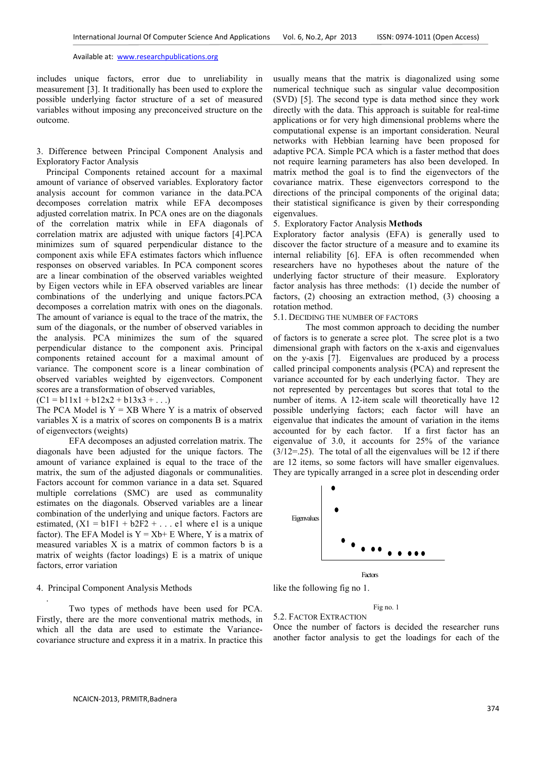includes unique factors, error due to unreliability in measurement [3]. It traditionally has been used to explore the possible underlying factor structure of a set of measured variables without imposing any preconceived structure on the outcome.

## 3. Difference between Principal Component Analysis and Exploratory Factor Analysis

Principal Components retained account for a maximal amount of variance of observed variables. Exploratory factor analysis account for common variance in the data.PCA decomposes correlation matrix while EFA decomposes adjusted correlation matrix. In PCA ones are on the diagonals of the correlation matrix while in EFA diagonals of correlation matrix are adjusted with unique factors [4].PCA minimizes sum of squared perpendicular distance to the component axis while EFA estimates factors which influence responses on observed variables. In PCA component scores are a linear combination of the observed variables weighted by Eigen vectors while in EFA observed variables are linear combinations of the underlying and unique factors.PCA decomposes a correlation matrix with ones on the diagonals. The amount of variance is equal to the trace of the matrix, the sum of the diagonals, or the number of observed variables in the analysis. PCA minimizes the sum of the squared perpendicular distance to the component axis. Principal components retained account for a maximal amount of variance. The component score is a linear combination of observed variables weighted by eigenvectors. Component scores are a transformation of observed variables,

($C1 = b11x1 + b12x2 + b13x3 + \ldots$)

The PCA Model is $Y = XB$ Where Y is a matrix of observed variables X is a matrix of scores on components B is a matrix of eigenvectors (weights)

EFA decomposes an adjusted correlation matrix. The diagonals have been adjusted for the unique factors. The amount of variance explained is equal to the trace of the matrix, the sum of the adjusted diagonals or communalities. Factors account for common variance in a data set. Squared multiple correlations (SMC) are used as community estimates on the diagonals. Observed variables are a linear combination of the underlying and unique factors. Factors are estimated, ($X1 = b1F1 + b2F2 + \ldots e1$ where e1 is a unique factor). The EFA Model is $Y = Xb + E$ Where, Y is a matrix of measured variables X is a matrix of common factors b is a matrix of weights (factor loadings) E is a matrix of unique factors, error variation

## 4. Principal Component Analysis Methods

Two types of methods have been used for PCA. Firstly, there are the more conventional matrix methods, in which all the data are used to estimate the Variance-covariance structure and express it in a matrix. In practice this usually means that the matrix is diagonalized using some numerical technique such as singular value decomposition (SVD) [5]. The second type is data method since they work directly with the data. This approach is suitable for real-time applications or for very high dimensional problems where the computational expense is an important consideration. Neural networks with Hebbian learning have been proposed for adaptive PCA. Simple PCA which is a faster method that does not require learning parameters has also been developed. In matrix method the goal is to find the eigenvectors of the covariance matrix. These eigenvectors correspond to the directions of the principal components of the original data; their statistical significance is given by their corresponding eigenvalues.

## 5. Exploratory Factor Analysis **Methods**

Exploratory factor analysis (EFA) is generally used to discover the factor structure of a measure and to examine its internal reliability [6]. EFA is often recommended when researchers have no hypotheses about the nature of the underlying factor structure of their measure. Exploratory factor analysis has three methods: (1) decide the number of factors, (2) choosing an extraction method, (3) choosing a rotation method.

### 5.1. Deciding the Number of Factors

The most common approach to deciding the number of factors is to generate a scree plot. The scree plot is a two dimensional graph with factors on the x-axis and eigenvalues on the y-axis [7]. Eigenvalues are produced by a process called principal components analysis (PCA) and represent the variance accounted for by each underlying factor. They are not represented by percentages but scores that total to the number of items. A 12-item scale will theoretically have 12 possible underlying factors; each factor will have an eigenvalue that indicates the amount of variation in the items accounted for by each factor. If a first factor has an eigenvalue of 3.0, it accounts for 25% of the variance (3/12=.25). The total of all the eigenvalues will be 12 if there are 12 items, so some factors will have smaller eigenvalues. They are typically arranged in a scree plot in descending order like the following fig no 1.

Fig no. 1

### 5.2. Factor Extraction

Once the number of factors is decided the researcher runs another factor analysis to get the loadings for each of the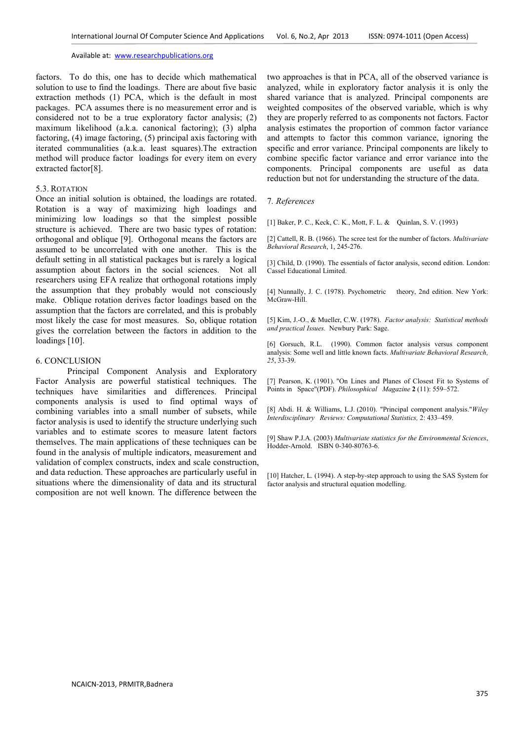factors. To do this, one has to decide which mathematical solution to use to find the loadings. There are about five basic extraction methods (1) PCA, which is the default in most packages. PCA assumes there is no measurement error and is considered not to be a true exploratory factor analysis; (2) maximum likelihood (a.k.a. canonical factoring); (3) alpha factoring, (4) image factoring, (5) principal axis factoring with iterated communalities (a.k.a. least squares).The extraction method will produce factor loadings for every item on every extracted factor[8].

### 5.3. Rotation

Once an initial solution is obtained, the loadings are rotated. Rotation is a way of maximizing high loadings and minimizing low loadings so that the simplest possible structure is achieved. There are two basic types of rotation: orthogonal and oblique [9]. Orthogonal means the factors are assumed to be uncorrelated with one another. This is the default setting in all statistical packages but is rarely a logical assumption about factors in the social sciences. Not all researchers using EFA realize that orthogonal rotations imply the assumption that they probably would not consciously make. Oblique rotation derives factor loadings based on the assumption that the factors are correlated, and this is probably most likely the case for most measures. So, oblique rotation gives the correlation between the factors in addition to the loadings [10].

## 6. CONCLUSION

Principal Component Analysis and Exploratory Factor Analysis are powerful statistical techniques. The techniques have similarities and differences. Principal components analysis is used to find optimal ways of combining variables into a small number of subsets, while factor analysis is used to identify the structure underlying such variables and to estimate scores to measure latent factors themselves. The main applications of these techniques can be found in the analysis of multiple indicators, measurement and validation of complex constructs, index and scale construction, and data reduction. These approaches are particularly useful in situations where the dimensionality of data and its structural composition are not well known. The difference between the two approaches is that in PCA, all of the observed variance is analyzed, while in exploratory factor analysis it is only the shared variance that is analyzed. Principal components are weighted composites of the observed variable, which is why they are properly referred to as components not factors. Factor analysis estimates the proportion of common factor variance and attempts to factor this common variance, ignoring the specific and error variance. Principal components are likely to combine specific factor variance and error variance into the components. Principal components are useful as data reduction but not for understanding the structure of the data.

## 7. *References*

[1] Baker, P. C., Keck, C. K., Mott, F. L. & Quinlan, S. V. (1993)

[2] Cattell, R. B. (1966). The scree test for the number of factors. *Multivariate Behavioral Research*, 1, 245-276.

[3] Child, D. (1990). The essentials of factor analysis, second edition. London: Cassel Educational Limited.

[4] Nunnally, J. C. (1978). Psychometric theory, 2nd edition. New York: McGraw-Hill.

[5] Kim, J.-O., & Mueller, C.W. (1978). *Factor analysis: Statistical methods and practical Issues.* Newbury Park: Sage.

[6] Gorsuch, R.L. (1990). Common factor analysis versus component analysis: Some well and little known facts. *Multivariate Behavioral Research, 25*, 33-39.

[7] Pearson, K. (1901). "On Lines and Planes of Closest Fit to Systems of Points in Space"(PDF). *Philosophical Magazine* **2** (11): 559–572.

[8] Abdi. H. & Williams, L.J. (2010). "Principal component analysis."*Wiley Interdisciplinary Reviews: Computational Statistics,* 2: 433–459.

[9] Shaw P.J.A. (2003) *Multivariate statistics for the Environmental Sciences*, Hodder-Arnold. ISBN 0-340-80763-6.

[10] Hatcher, L. (1994). A step-by-step approach to using the SAS System for factor analysis and structural equation modelling.